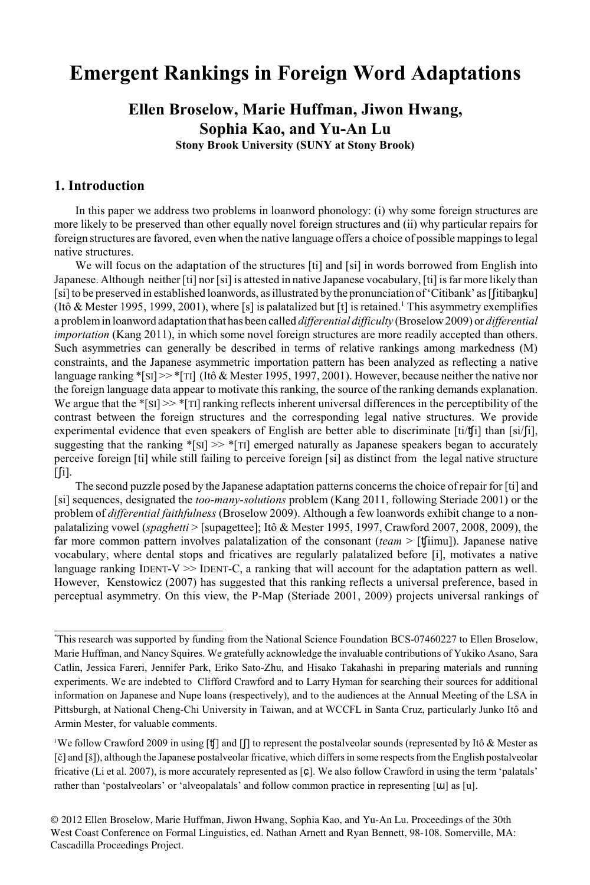# Emergent Rankings in Foreign Word Adaptations

**Ellen Broselow, Marie Huffman, Jiwon Hwang, Sophia Kao, and Yu-An Lu**
**Stony Brook University (SUNY at Stony Brook)**

## 1. Introduction

In this paper we address two problems in loanword phonology: (i) why some foreign structures are more likely to be preserved than other equally novel foreign structures and (ii) why particular repairs for foreign structures are favored, even when the native language offers a choice of possible mappings to legal native structures.

We will focus on the adaptation of the structures [ti] and [si] in words borrowed from English into Japanese. Although neither [ti] nor [si] is attested in native Japanese vocabulary, [ti] is far more likely than [si] to be preserved in established loanwords, as illustrated by the pronunciation of 'Citibank' as [ʃitibaŋku] (Itô & Mester 1995, 1999, 2001), where [s] is palatalized but [t] is retained.[1] This asymmetry exemplifies a problem in loanword adaptation that has been called *differential difficulty* (Broselow 2009) or *differential importation* (Kang 2011), in which some novel foreign structures are more readily accepted than others. Such asymmetries can generally be described in terms of relative rankings among markedness (M) constraints, and the Japanese asymmetric importation pattern has been analyzed as reflecting a native language ranking \*[SI] >> \*[TI] (Itô & Mester 1995, 1997, 2001). However, because neither the native nor the foreign language data appear to motivate this ranking, the source of the ranking demands explanation. We argue that the \*[SI] >> \*[TI] ranking reflects inherent universal differences in the perceptibility of the contrast between the foreign structures and the corresponding legal native structures. We provide experimental evidence that even speakers of English are better able to discriminate [ti/ʧi] than [si/ʃi], suggesting that the ranking \*[SI] >> \*[TI] emerged naturally as Japanese speakers began to accurately perceive foreign [ti] while still failing to perceive foreign [si] as distinct from the legal native structure [ʃi].

The second puzzle posed by the Japanese adaptation patterns concerns the choice of repair for [ti] and [si] sequences, designated the *too-many-solutions* problem (Kang 2011, following Steriade 2001) or the problem of *differential faithfulness* (Broselow 2009). Although a few loanwords exhibit change to a non-palatalizing vowel (*spaghetti* > [supagettee]; Itô & Mester 1995, 1997, Crawford 2007, 2008, 2009), the far more common pattern involves palatalization of the consonant (*team* > [ʧiimu]). Japanese native vocabulary, where dental stops and fricatives are regularly palatalized before [i], motivates a native language ranking IDENT-V >> IDENT-C, a ranking that will account for the adaptation pattern as well. However, Kenstowicz (2007) has suggested that this ranking reflects a universal preference, based in perceptual asymmetry. On this view, the P-Map (Steriade 2001, 2009) projects universal rankings of

---

\*This research was supported by funding from the National Science Foundation BCS-07460227 to Ellen Broselow, Marie Huffman, and Nancy Squires. We gratefully acknowledge the invaluable contributions of Yukiko Asano, Sara Catlin, Jessica Fareri, Jennifer Park, Eriko Sato-Zhu, and Hisako Takahashi in preparing materials and running experiments. We are indebted to Clifford Crawford and to Larry Hyman for searching their sources for additional information on Japanese and Nupe loans (respectively), and to the audiences at the Annual Meeting of the LSA in Pittsburgh, at National Cheng-Chi University in Taiwan, and at WCCFL in Santa Cruz, particularly Junko Itô and Armin Mester, for valuable comments.

[1] We follow Crawford 2009 in using [ʧ] and [ʃ] to represent the postalveolar sounds (represented by Itô & Mester as [č] and [š]), although the Japanese postalveolar fricative, which differs in some respects from the English postalveolar fricative (Li et al. 2007), is more accurately represented as [ɕ]. We also follow Crawford in using the term 'palatals' rather than 'postalveolars' or 'alveopalatals' and follow common practice in representing [ɯ] as [u].

© 2012 Ellen Broselow, Marie Huffman, Jiwon Hwang, Sophia Kao, and Yu-An Lu. Proceedings of the 30th West Coast Conference on Formal Linguistics, ed. Nathan Arnett and Ryan Bennett, 98-108. Somerville, MA: Cascadilla Proceedings Project.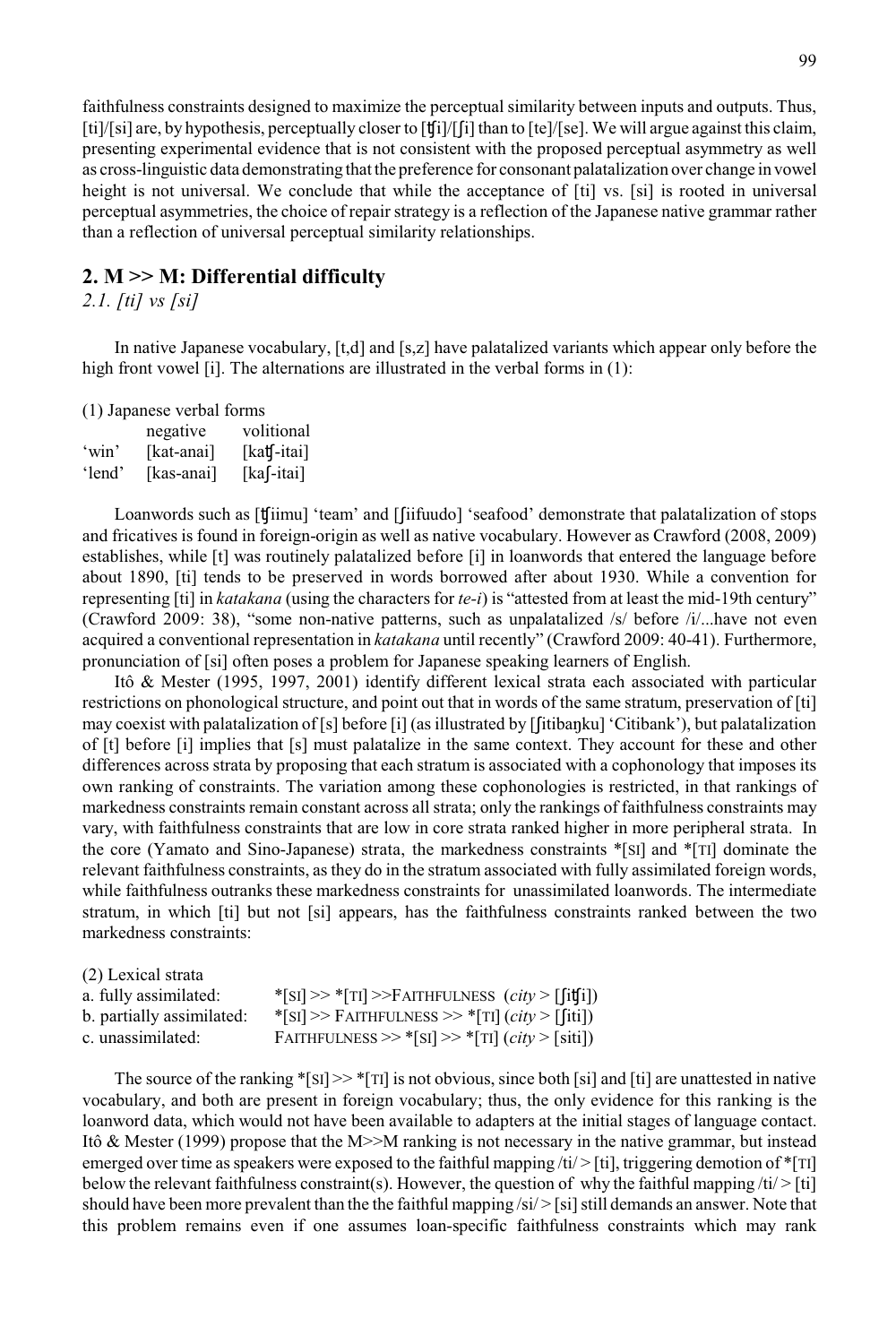faithfulness constraints designed to maximize the perceptual similarity between inputs and outputs. Thus, [ti]/[si] are, by hypothesis, perceptually closer to [ʧi]/[ʃi] than to [te]/[se]. We will argue against this claim, presenting experimental evidence that is not consistent with the proposed perceptual asymmetry as well as cross-linguistic data demonstrating that the preference for consonant palatalization over change in vowel height is not universal. We conclude that while the acceptance of [ti] vs. [si] is rooted in universal perceptual asymmetries, the choice of repair strategy is a reflection of the Japanese native grammar rather than a reflection of universal perceptual similarity relationships.

## 2. M >> M: Differential difficulty

### *2.1. [ti] vs [si]*

In native Japanese vocabulary, [t,d] and [s,z] have palatalized variants which appear only before the high front vowel [i]. The alternations are illustrated in the verbal forms in (1):

(1) Japanese verbal forms

| | negative | volitional |
|---|---|---|
| 'win' | [kat-anai] | [katʧ-itai] |
| 'lend' | [kas-anai] | [kaʃ-itai] |

Loanwords such as [ʧiimu] 'team' and [ʃiifuudo] 'seafood' demonstrate that palatalization of stops and fricatives is found in foreign-origin as well as native vocabulary. However as Crawford (2008, 2009) establishes, while [t] was routinely palatalized before [i] in loanwords that entered the language before about 1890, [ti] tends to be preserved in words borrowed after about 1930. While a convention for representing [ti] in *katakana* (using the characters for *te-i*) is "attested from at least the mid-19th century" (Crawford 2009: 38), "some non-native patterns, such as unpalatalized /s/ before /i/...have not even acquired a conventional representation in *katakana* until recently" (Crawford 2009: 40-41). Furthermore, pronunciation of [si] often poses a problem for Japanese speaking learners of English.

Itô & Mester (1995, 1997, 2001) identify different lexical strata each associated with particular restrictions on phonological structure, and point out that in words of the same stratum, preservation of [ti] may coexist with palatalization of [s] before [i] (as illustrated by [ʃitibaŋku] 'Citibank'), but palatalization of [t] before [i] implies that [s] must palatalize in the same context. They account for these and other differences across strata by proposing that each stratum is associated with a cophonology that imposes its own ranking of constraints. The variation among these cophonologies is restricted, in that rankings of markedness constraints remain constant across all strata; only the rankings of faithfulness constraints may vary, with faithfulness constraints that are low in core strata ranked higher in more peripheral strata. In the core (Yamato and Sino-Japanese) strata, the markedness constraints *[SI] and *[TI] dominate the relevant faithfulness constraints, as they do in the stratum associated with fully assimilated foreign words, while faithfulness outranks these markedness constraints for unassimilated loanwords. The intermediate stratum, in which [ti] but not [si] appears, has the faithfulness constraints ranked between the two markedness constraints:

(2) Lexical strata

| | |
|---|---|
| a. fully assimilated: | *[SI] >> *[TI] >>FAITHFULNESS (*city* > [ʃiʧi]) |
| b. partially assimilated: | *[SI] >> FAITHFULNESS >> *[TI] (*city* > [ʃiti]) |
| c. unassimilated: | FAITHFULNESS >> *[SI] >> *[TI] (*city* > [siti]) |

The source of the ranking *[SI] >> *[TI] is not obvious, since both [si] and [ti] are unattested in native vocabulary, and both are present in foreign vocabulary; thus, the only evidence for this ranking is the loanword data, which would not have been available to adapters at the initial stages of language contact. Itô & Mester (1999) propose that the M>>M ranking is not necessary in the native grammar, but instead emerged over time as speakers were exposed to the faithful mapping /ti/ > [ti], triggering demotion of *[TI] below the relevant faithfulness constraint(s). However, the question of why the faithful mapping /ti/ > [ti] should have been more prevalent than the the faithful mapping /si/ > [si] still demands an answer. Note that this problem remains even if one assumes loan-specific faithfulness constraints which may rank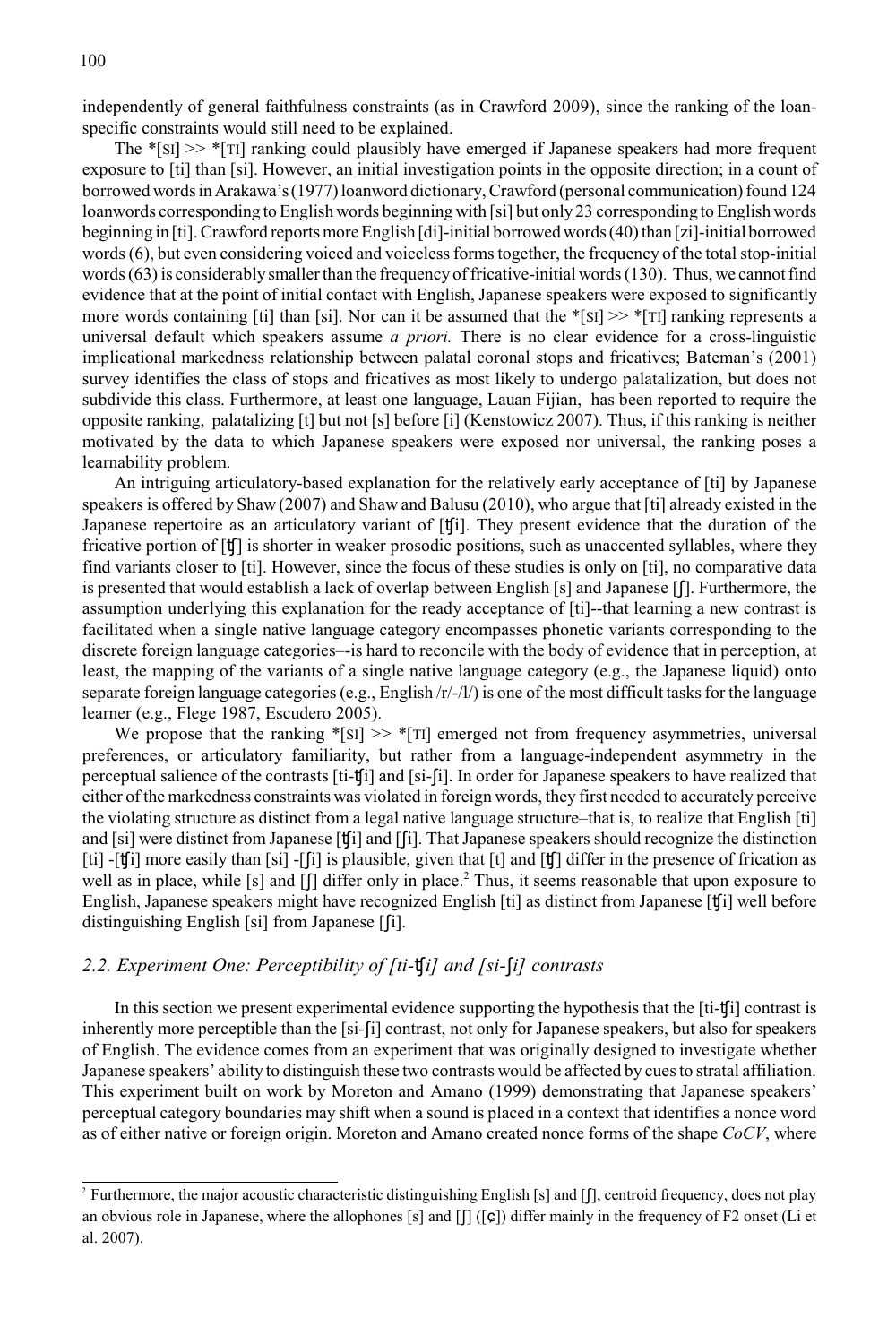independently of general faithfulness constraints (as in Crawford 2009), since the ranking of the loan-specific constraints would still need to be explained.

The *[SI] >> *[TI] ranking could plausibly have emerged if Japanese speakers had more frequent exposure to [ti] than [si]. However, an initial investigation points in the opposite direction; in a count of borrowed words in Arakawa's (1977) loanword dictionary, Crawford (personal communication) found 124 loanwords corresponding to English words beginning with [si] but only 23 corresponding to English words beginning in [ti]. Crawford reports more English [di]-initial borrowed words (40) than [zi]-initial borrowed words (6), but even considering voiced and voiceless forms together, the frequency of the total stop-initial words (63) is considerably smaller than the frequency of fricative-initial words (130). Thus, we cannot find evidence that at the point of initial contact with English, Japanese speakers were exposed to significantly more words containing [ti] than [si]. Nor can it be assumed that the *[SI] >> *[TI] ranking represents a universal default which speakers assume *a priori.* There is no clear evidence for a cross-linguistic implicational markedness relationship between palatal coronal stops and fricatives; Bateman's (2001) survey identifies the class of stops and fricatives as most likely to undergo palatalization, but does not subdivide this class. Furthermore, at least one language, Lauan Fijian, has been reported to require the opposite ranking, palatalizing [t] but not [s] before [i] (Kenstowicz 2007). Thus, if this ranking is neither motivated by the data to which Japanese speakers were exposed nor universal, the ranking poses a learnability problem.

An intriguing articulatory-based explanation for the relatively early acceptance of [ti] by Japanese speakers is offered by Shaw (2007) and Shaw and Balusu (2010), who argue that [ti] already existed in the Japanese repertoire as an articulatory variant of [ʧi]. They present evidence that the duration of the fricative portion of [ʧ] is shorter in weaker prosodic positions, such as unaccented syllables, where they find variants closer to [ti]. However, since the focus of these studies is only on [ti], no comparative data is presented that would establish a lack of overlap between English [s] and Japanese [ʃ]. Furthermore, the assumption underlying this explanation for the ready acceptance of [ti]--that learning a new contrast is facilitated when a single native language category encompasses phonetic variants corresponding to the discrete foreign language categories–-is hard to reconcile with the body of evidence that in perception, at least, the mapping of the variants of a single native language category (e.g., the Japanese liquid) onto separate foreign language categories (e.g., English /r/-/l/) is one of the most difficult tasks for the language learner (e.g., Flege 1987, Escudero 2005).

We propose that the ranking *[SI] >> *[TI] emerged not from frequency asymmetries, universal preferences, or articulatory familiarity, but rather from a language-independent asymmetry in the perceptual salience of the contrasts [ti-ʧi] and [si-ʃi]. In order for Japanese speakers to have realized that either of the markedness constraints was violated in foreign words, they first needed to accurately perceive the violating structure as distinct from a legal native language structure–that is, to realize that English [ti] and [si] were distinct from Japanese [ʧi] and [ʃi]. That Japanese speakers should recognize the distinction [ti] -[ʧi] more easily than [si] -[ʃi] is plausible, given that [t] and [ʧ] differ in the presence of frication as well as in place, while [s] and [ʃ] differ only in place.[2] Thus, it seems reasonable that upon exposure to English, Japanese speakers might have recognized English [ti] as distinct from Japanese [ʧi] well before distinguishing English [si] from Japanese [ʃi].

## 2.2. Experiment One: Perceptibility of [ti-ʧi] and [si-ʃi] contrasts

In this section we present experimental evidence supporting the hypothesis that the [ti-ʧi] contrast is inherently more perceptible than the [si-ʃi] contrast, not only for Japanese speakers, but also for speakers of English. The evidence comes from an experiment that was originally designed to investigate whether Japanese speakers' ability to distinguish these two contrasts would be affected by cues to stratal affiliation. This experiment built on work by Moreton and Amano (1999) demonstrating that Japanese speakers' perceptual category boundaries may shift when a sound is placed in a context that identifies a nonce word as of either native or foreign origin. Moreton and Amano created nonce forms of the shape *CoCV*, where

---

[2] Furthermore, the major acoustic characteristic distinguishing English [s] and [ʃ], centroid frequency, does not play an obvious role in Japanese, where the allophones [s] and [ʃ] ([ɕ]) differ mainly in the frequency of F2 onset (Li et al. 2007).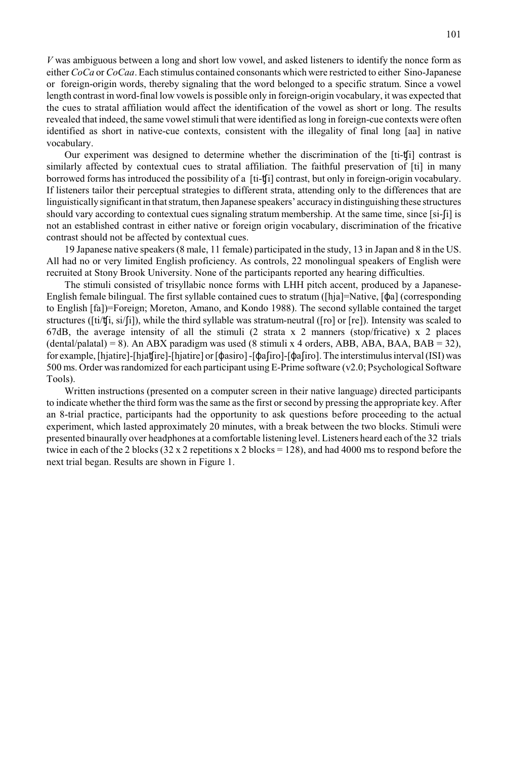*V* was ambiguous between a long and short low vowel, and asked listeners to identify the nonce form as either *CoCa* or *CoCaa*. Each stimulus contained consonants which were restricted to either Sino-Japanese or foreign-origin words, thereby signaling that the word belonged to a specific stratum. Since a vowel length contrast in word-final low vowels is possible only in foreign-origin vocabulary, it was expected that the cues to stratal affiliation would affect the identification of the vowel as short or long. The results revealed that indeed, the same vowel stimuli that were identified as long in foreign-cue contexts were often identified as short in native-cue contexts, consistent with the illegality of final long [aa] in native vocabulary.

Our experiment was designed to determine whether the discrimination of the [ti-ʧi] contrast is similarly affected by contextual cues to stratal affiliation. The faithful preservation of [ti] in many borrowed forms has introduced the possibility of a [ti-ʧi] contrast, but only in foreign-origin vocabulary. If listeners tailor their perceptual strategies to different strata, attending only to the differences that are linguistically significant in that stratum, then Japanese speakers' accuracy in distinguishing these structures should vary according to contextual cues signaling stratum membership. At the same time, since [si-ʃi] is not an established contrast in either native or foreign origin vocabulary, discrimination of the fricative contrast should not be affected by contextual cues.

19 Japanese native speakers (8 male, 11 female) participated in the study, 13 in Japan and 8 in the US. All had no or very limited English proficiency. As controls, 22 monolingual speakers of English were recruited at Stony Brook University. None of the participants reported any hearing difficulties.

The stimuli consisted of trisyllabic nonce forms with LHH pitch accent, produced by a Japanese-English female bilingual. The first syllable contained cues to stratum ([hja]=Native, [ɸa] (corresponding to English [fa])=Foreign; Moreton, Amano, and Kondo 1988). The second syllable contained the target structures ([ti/ʧi, si/ʃi]), while the third syllable was stratum-neutral ([ro] or [re]). Intensity was scaled to 67dB, the average intensity of all the stimuli (2 strata x 2 manners (stop/fricative) x 2 places (dental/palatal) = 8). An ABX paradigm was used (8 stimuli x 4 orders, ABB, ABA, BAA, BAB = 32), for example, [hjatire]-[hjaʧire]-[hjatire] or [ɸasiro] -[ɸaʃiro]-[ɸaʃiro]. The interstimulus interval (ISI) was 500 ms. Order was randomized for each participant using E-Prime software (v2.0; Psychological Software Tools).

Written instructions (presented on a computer screen in their native language) directed participants to indicate whether the third form was the same as the first or second by pressing the appropriate key. After an 8-trial practice, participants had the opportunity to ask questions before proceeding to the actual experiment, which lasted approximately 20 minutes, with a break between the two blocks. Stimuli were presented binaurally over headphones at a comfortable listening level. Listeners heard each of the 32 trials twice in each of the 2 blocks (32 x 2 repetitions x 2 blocks = 128), and had 4000 ms to respond before the next trial began. Results are shown in Figure 1.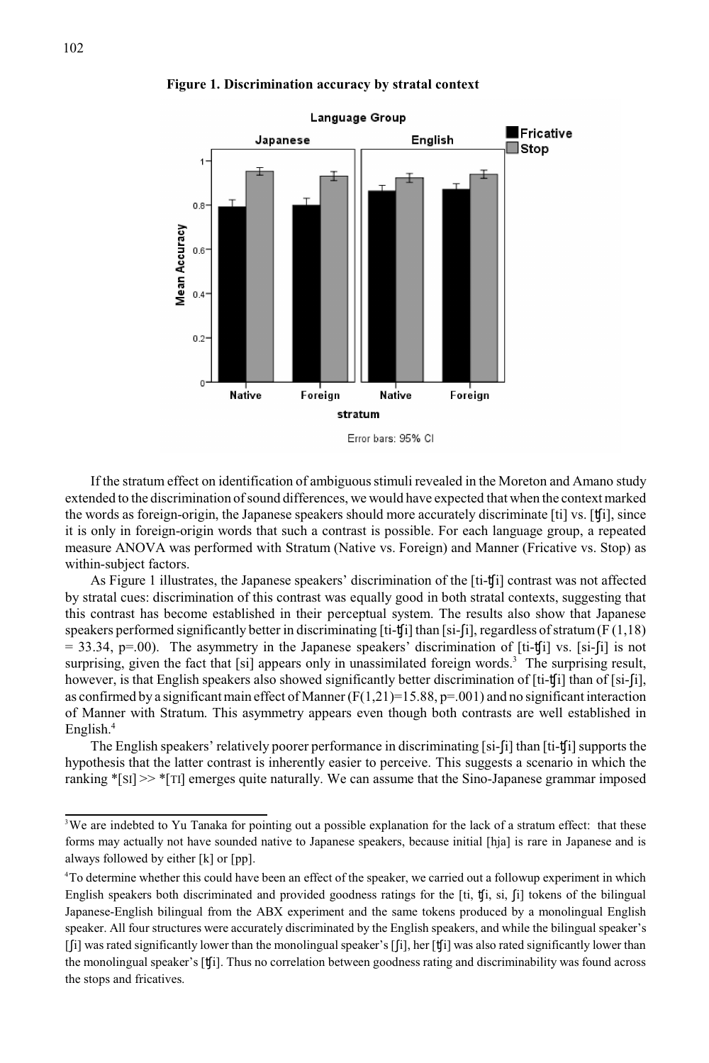**Figure 1. Discrimination accuracy by stratal context**

If the stratum effect on identification of ambiguous stimuli revealed in the Moreton and Amano study extended to the discrimination of sound differences, we would have expected that when the context marked the words as foreign-origin, the Japanese speakers should more accurately discriminate [ti] vs. [ʧi], since it is only in foreign-origin words that such a contrast is possible. For each language group, a repeated measure ANOVA was performed with Stratum (Native vs. Foreign) and Manner (Fricative vs. Stop) as within-subject factors.

As Figure 1 illustrates, the Japanese speakers' discrimination of the [ti-ʧi] contrast was not affected by stratal cues: discrimination of this contrast was equally good in both stratal contexts, suggesting that this contrast has become established in their perceptual system. The results also show that Japanese speakers performed significantly better in discriminating [ti-ʧi] than [si-ʃi], regardless of stratum ($F(1,18) = 33.34$, $p=.00$). The asymmetry in the Japanese speakers' discrimination of [ti-ʧi] vs. [si-ʃi] is not surprising, given the fact that [si] appears only in unassimilated foreign words.[3] The surprising result, however, is that English speakers also showed significantly better discrimination of [ti-ʧi] than of [si-ʃi], as confirmed by a significant main effect of Manner ($F(1,21)=15.88$, $p=.001$) and no significant interaction of Manner with Stratum. This asymmetry appears even though both contrasts are well established in English.[4]

The English speakers' relatively poorer performance in discriminating [si-ʃi] than [ti-ʧi] supports the hypothesis that the latter contrast is inherently easier to perceive. This suggests a scenario in which the ranking *[SI] >> *[TI] emerges quite naturally. We can assume that the Sino-Japanese grammar imposed

---

[3] We are indebted to Yu Tanaka for pointing out a possible explanation for the lack of a stratum effect: that these forms may actually not have sounded native to Japanese speakers, because initial [hja] is rare in Japanese and is always followed by either [k] or [pp].

[4] To determine whether this could have been an effect of the speaker, we carried out a followup experiment in which English speakers both discriminated and provided goodness ratings for the [ti, ʧi, si, ʃi] tokens of the bilingual Japanese-English bilingual from the ABX experiment and the same tokens produced by a monolingual English speaker. All four structures were accurately discriminated by the English speakers, and while the bilingual speaker's [ʃi] was rated significantly lower than the monolingual speaker's [ʃi], her [ʧi] was also rated significantly lower than the monolingual speaker's [ʧi]. Thus no correlation between goodness rating and discriminability was found across the stops and fricatives.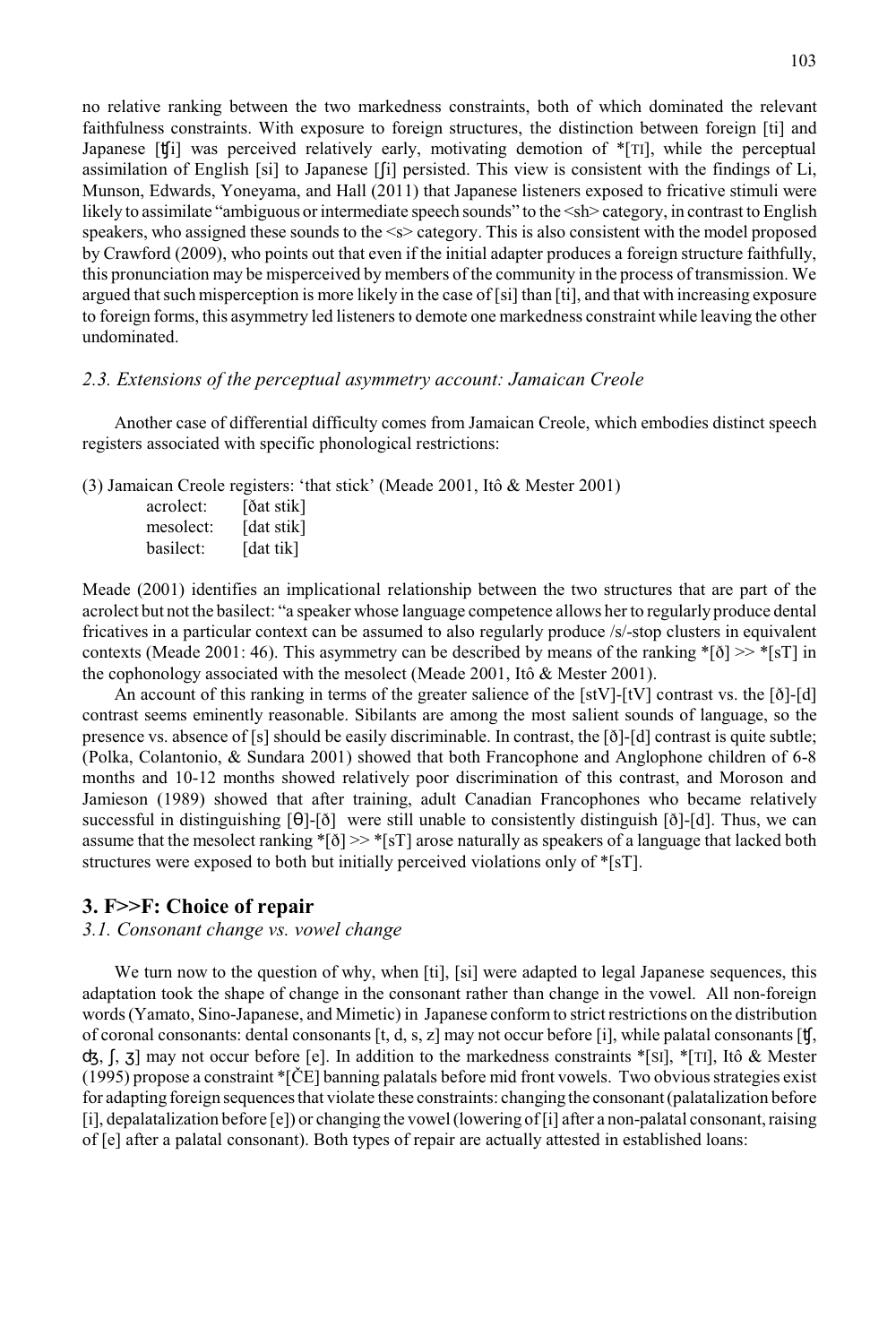no relative ranking between the two markedness constraints, both of which dominated the relevant faithfulness constraints. With exposure to foreign structures, the distinction between foreign [ti] and Japanese [ʧi] was perceived relatively early, motivating demotion of *[TI], while the perceptual assimilation of English [si] to Japanese [ʃi] persisted. This view is consistent with the findings of Li, Munson, Edwards, Yoneyama, and Hall (2011) that Japanese listeners exposed to fricative stimuli were likely to assimilate "ambiguous or intermediate speech sounds" to the <sh> category, in contrast to English speakers, who assigned these sounds to the <s> category. This is also consistent with the model proposed by Crawford (2009), who points out that even if the initial adapter produces a foreign structure faithfully, this pronunciation may be misperceived by members of the community in the process of transmission. We argued that such misperception is more likely in the case of [si] than [ti], and that with increasing exposure to foreign forms, this asymmetry led listeners to demote one markedness constraint while leaving the other undominated.

### *2.3. Extensions of the perceptual asymmetry account: Jamaican Creole*

Another case of differential difficulty comes from Jamaican Creole, which embodies distinct speech registers associated with specific phonological restrictions:

(3) Jamaican Creole registers: 'that stick' (Meade 2001, Itô & Mester 2001)

| | |
|---|---|
| acrolect: | [ðat stik] |
| mesolect: | [dat stik] |
| basilect: | [dat tik] |

Meade (2001) identifies an implicational relationship between the two structures that are part of the acrolect but not the basilect: "a speaker whose language competence allows her to regularly produce dental fricatives in a particular context can be assumed to also regularly produce /s/-stop clusters in equivalent contexts (Meade 2001: 46). This asymmetry can be described by means of the ranking *[ð] >> *[sT] in the cophonology associated with the mesolect (Meade 2001, Itô & Mester 2001).

An account of this ranking in terms of the greater salience of the [stV]-[tV] contrast vs. the [ð]-[d] contrast seems eminently reasonable. Sibilants are among the most salient sounds of language, so the presence vs. absence of [s] should be easily discriminable. In contrast, the [ð]-[d] contrast is quite subtle; (Polka, Colantonio, & Sundara 2001) showed that both Francophone and Anglophone children of 6-8 months and 10-12 months showed relatively poor discrimination of this contrast, and Moroson and Jamieson (1989) showed that after training, adult Canadian Francophones who became relatively successful in distinguishing [θ]-[ð] were still unable to consistently distinguish [ð]-[d]. Thus, we can assume that the mesolect ranking *[ð] >> *[sT] arose naturally as speakers of a language that lacked both structures were exposed to both but initially perceived violations only of *[sT].

## 3. F>>F: Choice of repair

### *3.1. Consonant change vs. vowel change*

We turn now to the question of why, when [ti], [si] were adapted to legal Japanese sequences, this adaptation took the shape of change in the consonant rather than change in the vowel. All non-foreign words (Yamato, Sino-Japanese, and Mimetic) in Japanese conform to strict restrictions on the distribution of coronal consonants: dental consonants [t, d, s, z] may not occur before [i], while palatal consonants [ʧ, ʤ, ʃ, ʒ] may not occur before [e]. In addition to the markedness constraints *[SI], *[TI], Itô & Mester (1995) propose a constraint *[ČE] banning palatals before mid front vowels. Two obvious strategies exist for adapting foreign sequences that violate these constraints: changing the consonant (palatalization before [i], depalatalization before [e]) or changing the vowel (lowering of [i] after a non-palatal consonant, raising of [e] after a palatal consonant). Both types of repair are actually attested in established loans: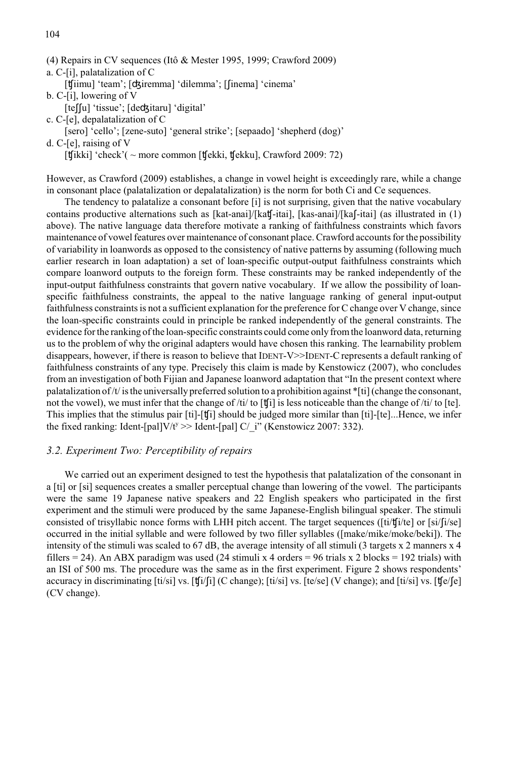(4) Repairs in CV sequences (Itô & Mester 1995, 1999; Crawford 2009)

a. C-[i], palatalization of C

[ʧiimu] 'team'; [ʤiremma] 'dilemma'; [ʃinema] 'cinema'

b. C-[i], lowering of V

[teʃʃu] 'tissue'; [deʤitaru] 'digital'

c. C-[e], depalatalization of C

[sero] 'cello'; [zene-suto] 'general strike'; [sepaado] 'shepherd (dog)'

d. C-[e], raising of V

[ʧikki] 'check'( ~ more common [ʧekki, ʧekku], Crawford 2009: 72)

However, as Crawford (2009) establishes, a change in vowel height is exceedingly rare, while a change in consonant place (palatalization or depalatalization) is the norm for both Ci and Ce sequences.

The tendency to palatalize a consonant before [i] is not surprising, given that the native vocabulary contains productive alternations such as [kat-anai]/[kaʧ-itai], [kas-anai]/[kaʃ-itai] (as illustrated in (1) above). The native language data therefore motivate a ranking of faithfulness constraints which favors maintenance of vowel features over maintenance of consonant place. Crawford accounts for the possibility of variability in loanwords as opposed to the consistency of native patterns by assuming (following much earlier research in loan adaptation) a set of loan-specific output-output faithfulness constraints which compare loanword outputs to the foreign form. These constraints may be ranked independently of the input-output faithfulness constraints that govern native vocabulary. If we allow the possibility of loan-specific faithfulness constraints, the appeal to the native language ranking of general input-output faithfulness constraints is not a sufficient explanation for the preference for C change over V change, since the loan-specific constraints could in principle be ranked independently of the general constraints. The evidence for the ranking of the loan-specific constraints could come only from the loanword data, returning us to the problem of why the original adapters would have chosen this ranking. The learnability problem disappears, however, if there is reason to believe that IDENT-V>>IDENT-C represents a default ranking of faithfulness constraints of any type. Precisely this claim is made by Kenstowicz (2007), who concludes from an investigation of both Fijian and Japanese loanword adaptation that "In the present context where palatalization of /t/ is the universally preferred solution to a prohibition against *[ti] (change the consonant, not the vowel), we must infer that the change of /ti/ to [ʧi] is less noticeable than the change of /ti/ to [te]. This implies that the stimulus pair [ti]-[ʧi] should be judged more similar than [ti]-[te]...Hence, we infer the fixed ranking: Ident-[pal]V/$t^y$ >> Ident-[pal] C/_i" (Kenstowicz 2007: 332).

### *3.2. Experiment Two: Perceptibility of repairs*

We carried out an experiment designed to test the hypothesis that palatalization of the consonant in a [ti] or [si] sequences creates a smaller perceptual change than lowering of the vowel. The participants were the same 19 Japanese native speakers and 22 English speakers who participated in the first experiment and the stimuli were produced by the same Japanese-English bilingual speaker. The stimuli consisted of trisyllabic nonce forms with LHH pitch accent. The target sequences ([ti/ʧi/te] or [si/ʃi/se] occurred in the initial syllable and were followed by two filler syllables ([make/mike/moke/beki]). The intensity of the stimuli was scaled to 67 dB, the average intensity of all stimuli (3 targets x 2 manners x 4 fillers = 24). An ABX paradigm was used (24 stimuli x 4 orders = 96 trials x 2 blocks = 192 trials) with an ISI of 500 ms. The procedure was the same as in the first experiment. Figure 2 shows respondents' accuracy in discriminating [ti/si] vs. [ʧi/ʃi] (C change); [ti/si] vs. [te/se] (V change); and [ti/si] vs. [ʧe/ʃe] (CV change).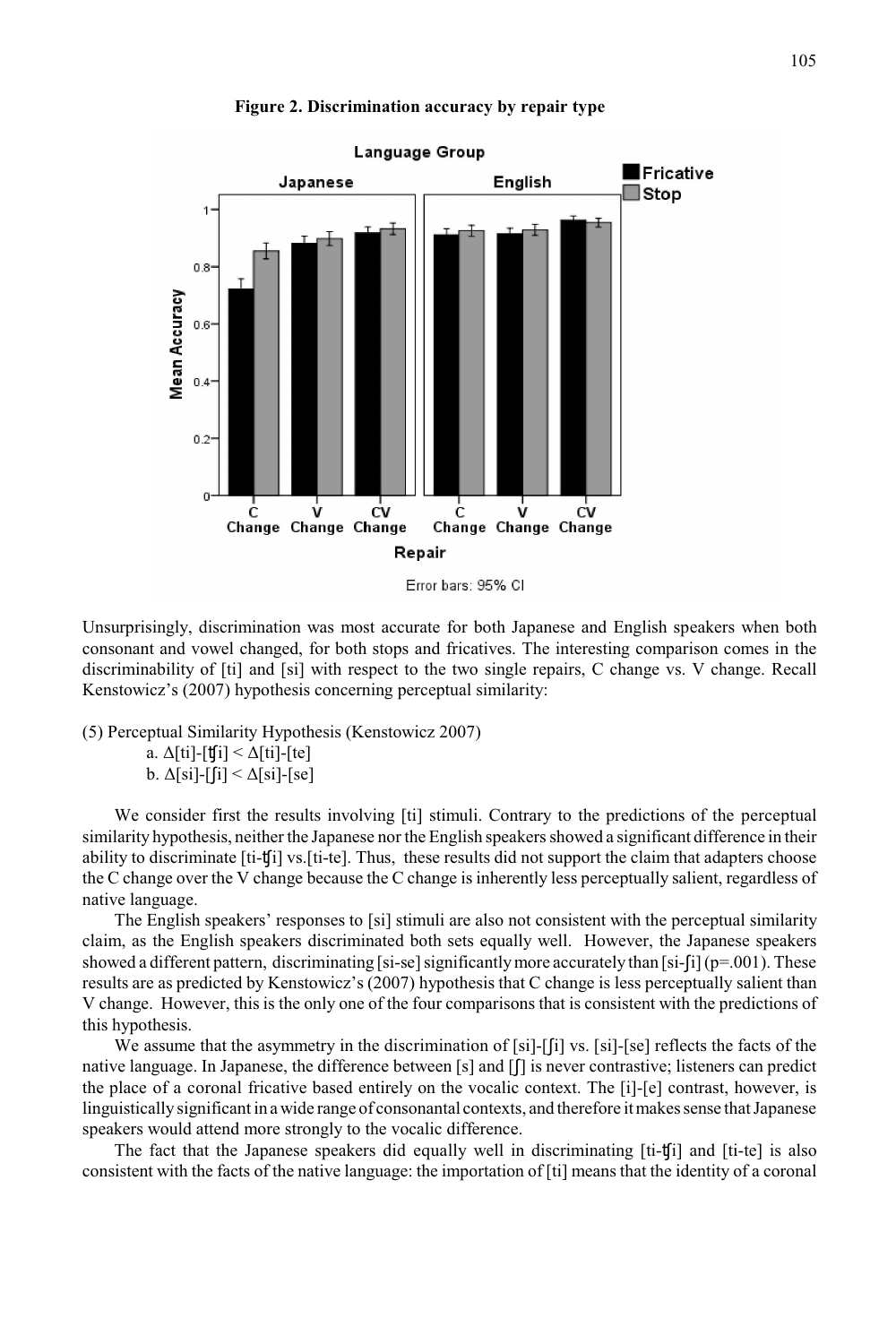**Figure 2. Discrimination accuracy by repair type**

Unsurprisingly, discrimination was most accurate for both Japanese and English speakers when both consonant and vowel changed, for both stops and fricatives. The interesting comparison comes in the discriminability of [ti] and [si] with respect to the two single repairs, C change vs. V change. Recall Kenstowicz's (2007) hypothesis concerning perceptual similarity:

(5) Perceptual Similarity Hypothesis (Kenstowicz 2007)

a. Δ[ti]-[ʧi] < Δ[ti]-[te]

b. Δ[si]-[ʃi] < Δ[si]-[se]

We consider first the results involving [ti] stimuli. Contrary to the predictions of the perceptual similarity hypothesis, neither the Japanese nor the English speakers showed a significant difference in their ability to discriminate [ti-ʧi] vs.[ti-te]. Thus, these results did not support the claim that adapters choose the C change over the V change because the C change is inherently less perceptually salient, regardless of native language.

The English speakers' responses to [si] stimuli are also not consistent with the perceptual similarity claim, as the English speakers discriminated both sets equally well. However, the Japanese speakers showed a different pattern, discriminating [si-se] significantly more accurately than [si-ʃi] ($p$=.001). These results are as predicted by Kenstowicz's (2007) hypothesis that C change is less perceptually salient than V change. However, this is the only one of the four comparisons that is consistent with the predictions of this hypothesis.

We assume that the asymmetry in the discrimination of [si]-[ʃi] vs. [si]-[se] reflects the facts of the native language. In Japanese, the difference between [s] and [ʃ] is never contrastive; listeners can predict the place of a coronal fricative based entirely on the vocalic context. The [i]-[e] contrast, however, is linguistically significant in a wide range of consonantal contexts, and therefore it makes sense that Japanese speakers would attend more strongly to the vocalic difference.

The fact that the Japanese speakers did equally well in discriminating [ti-ʧi] and [ti-te] is also consistent with the facts of the native language: the importation of [ti] means that the identity of a coronal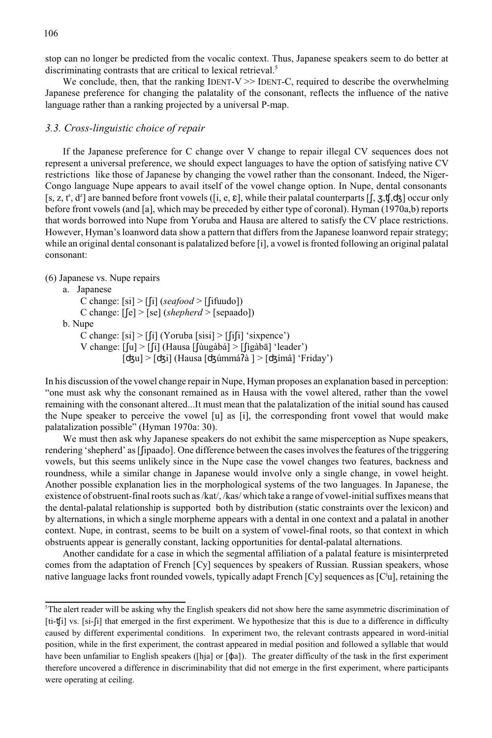stop can no longer be predicted from the vocalic context. Thus, Japanese speakers seem to do better at discriminating contrasts that are critical to lexical retrieval.[5]

We conclude, then, that the ranking IDENT-V >> IDENT-C, required to describe the overwhelming Japanese preference for changing the palatality of the consonant, reflects the influence of the native language rather than a ranking projected by a universal P-map.

### *3.3. Cross-linguistic choice of repair*

If the Japanese preference for C change over V change to repair illegal CV sequences does not represent a universal preference, we should expect languages to have the option of satisfying native CV restrictions like those of Japanese by changing the vowel rather than the consonant. Indeed, the Niger-Congo language Nupe appears to avail itself of the vowel change option. In Nupe, dental consonants [s, z, $t^s$, $d^z$] are banned before front vowels ([i, e, ɛ], while their palatal counterparts [ʃ, ʒ,ʧ,ʤ] occur only before front vowels (and [a], which may be preceded by either type of coronal). Hyman (1970a,b) reports that words borrowed into Nupe from Yoruba and Hausa are altered to satisfy the CV place restrictions. However, Hyman's loanword data show a pattern that differs from the Japanese loanword repair strategy; while an original dental consonant is palatalized before [i], a vowel is fronted following an original palatal consonant:

(6) Japanese vs. Nupe repairs

a. Japanese
   C change: [si] > [ʃi] (*seafood* > [ʃifuudo])
   C change: [ʃe] > [se] (*shepherd* > [sepaado])

b. Nupe
   C change: [si] > [ʃi] (Yoruba [sisi] > [ʃiʃi] 'sixpence')
   V change: [ʃu] > [ʃi] (Hausa [ʃùugàbá] > [ʃigàbā] 'leader')
   [ʤu] > [ʤi] (Hausa [ʤúmmáʔà ] > [ʤímâ] 'Friday')

In his discussion of the vowel change repair in Nupe, Hyman proposes an explanation based in perception: "one must ask why the consonant remained as in Hausa with the vowel altered, rather than the vowel remaining with the consonant altered...It must mean that the palatalization of the initial sound has caused the Nupe speaker to perceive the vowel [u] as [i], the corresponding front vowel that would make palatalization possible" (Hyman 1970a: 30).

We must then ask why Japanese speakers do not exhibit the same misperception as Nupe speakers, rendering 'shepherd' as [ʃipaado]. One difference between the cases involves the features of the triggering vowels, but this seems unlikely since in the Nupe case the vowel changes two features, backness and roundness, while a similar change in Japanese would involve only a single change, in vowel height. Another possible explanation lies in the morphological systems of the two languages. In Japanese, the existence of obstruent-final roots such as /kat/, /kas/ which take a range of vowel-initial suffixes means that the dental-palatal relationship is supported both by distribution (static constraints over the lexicon) and by alternations, in which a single morpheme appears with a dental in one context and a palatal in another context. Nupe, in contrast, seems to be built on a system of vowel-final roots, so that context in which obstruents appear is generally constant, lacking opportunities for dental-palatal alternations.

Another candidate for a case in which the segmental affiliation of a palatal feature is misinterpreted comes from the adaptation of French [Cy] sequences by speakers of Russian. Russian speakers, whose native language lacks front rounded vowels, typically adapt French [Cy] sequences as [$C^j$u], retaining the

---

[5] The alert reader will be asking why the English speakers did not show here the same asymmetric discrimination of [ti-ʧi] vs. [si-ʃi] that emerged in the first experiment. We hypothesize that this is due to a difference in difficulty caused by different experimental conditions. In experiment two, the relevant contrasts appeared in word-initial position, while in the first experiment, the contrast appeared in medial position and followed a syllable that would have been unfamiliar to English speakers ([hja] or [ɸa]). The greater difficulty of the task in the first experiment therefore uncovered a difference in discriminability that did not emerge in the first experiment, where participants were operating at ceiling.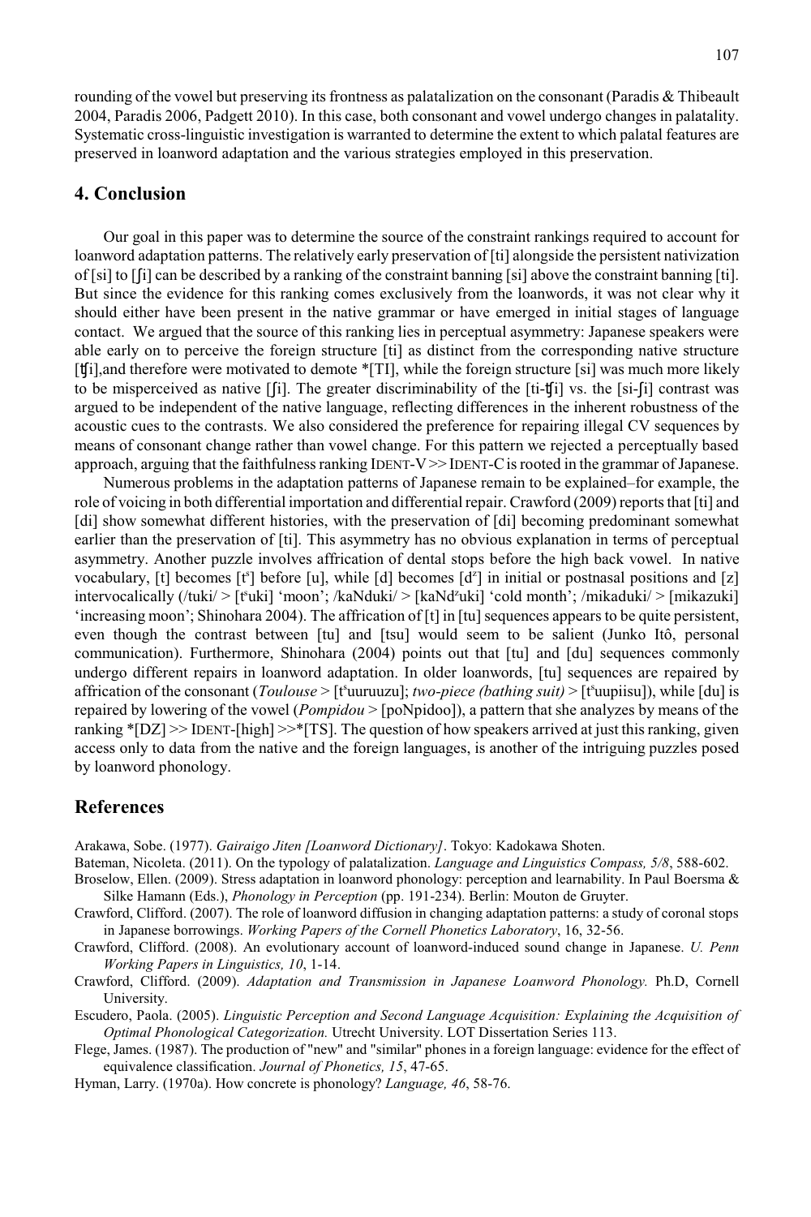rounding of the vowel but preserving its frontness as palatalization on the consonant (Paradis & Thibeault 2004, Paradis 2006, Padgett 2010). In this case, both consonant and vowel undergo changes in palatality. Systematic cross-linguistic investigation is warranted to determine the extent to which palatal features are preserved in loanword adaptation and the various strategies employed in this preservation.

## 4. Conclusion

Our goal in this paper was to determine the source of the constraint rankings required to account for loanword adaptation patterns. The relatively early preservation of [ti] alongside the persistent nativization of [si] to [ʃi] can be described by a ranking of the constraint banning [si] above the constraint banning [ti]. But since the evidence for this ranking comes exclusively from the loanwords, it was not clear why it should either have been present in the native grammar or have emerged in initial stages of language contact. We argued that the source of this ranking lies in perceptual asymmetry: Japanese speakers were able early on to perceive the foreign structure [ti] as distinct from the corresponding native structure [ʧi],and therefore were motivated to demote *[TI], while the foreign structure [si] was much more likely to be misperceived as native [ʃi]. The greater discriminability of the [ti-ʧi] vs. the [si-ʃi] contrast was argued to be independent of the native language, reflecting differences in the inherent robustness of the acoustic cues to the contrasts. We also considered the preference for repairing illegal CV sequences by means of consonant change rather than vowel change. For this pattern we rejected a perceptually based approach, arguing that the faithfulness ranking IDENT-V >> IDENT-C is rooted in the grammar of Japanese.

Numerous problems in the adaptation patterns of Japanese remain to be explained–for example, the role of voicing in both differential importation and differential repair. Crawford (2009) reports that [ti] and [di] show somewhat different histories, with the preservation of [di] becoming predominant somewhat earlier than the preservation of [ti]. This asymmetry has no obvious explanation in terms of perceptual asymmetry. Another puzzle involves affrication of dental stops before the high back vowel. In native vocabulary, [t] becomes [tˢ] before [u], while [d] becomes [dᶻ] in initial or postnasal positions and [z] intervocalically (/tuki/ > [tˢuki] 'moon'; /kaNduki/ > [kaNdᶻuki] 'cold month'; /mikaduki/ > [mikazuki] 'increasing moon'; Shinohara 2004). The affrication of [t] in [tu] sequences appears to be quite persistent, even though the contrast between [tu] and [tsu] would seem to be salient (Junko Itô, personal communication). Furthermore, Shinohara (2004) points out that [tu] and [du] sequences commonly undergo different repairs in loanword adaptation. In older loanwords, [tu] sequences are repaired by affrication of the consonant (*Toulouse* > [tˢuuruuzu]; *two-piece (bathing suit)* > [tˢuupiisu]), while [du] is repaired by lowering of the vowel (*Pompidou* > [poNpidoo]), a pattern that she analyzes by means of the ranking *[DZ] >> IDENT-[high] >>*[TS]. The question of how speakers arrived at just this ranking, given access only to data from the native and the foreign languages, is another of the intriguing puzzles posed by loanword phonology.

## References

Arakawa, Sobe. (1977). *Gairaigo Jiten [Loanword Dictionary]*. Tokyo: Kadokawa Shoten.

Bateman, Nicoleta. (2011). On the typology of palatalization. *Language and Linguistics Compass, 5/8*, 588-602.

Broselow, Ellen. (2009). Stress adaptation in loanword phonology: perception and learnability. In Paul Boersma & Silke Hamann (Eds.), *Phonology in Perception* (pp. 191-234). Berlin: Mouton de Gruyter.

Crawford, Clifford. (2007). The role of loanword diffusion in changing adaptation patterns: a study of coronal stops in Japanese borrowings. *Working Papers of the Cornell Phonetics Laboratory*, 16, 32-56.

Crawford, Clifford. (2008). An evolutionary account of loanword-induced sound change in Japanese. *U. Penn Working Papers in Linguistics, 10*, 1-14.

Crawford, Clifford. (2009). *Adaptation and Transmission in Japanese Loanword Phonology.* Ph.D, Cornell University.

Escudero, Paola. (2005). *Linguistic Perception and Second Language Acquisition: Explaining the Acquisition of Optimal Phonological Categorization.* Utrecht University. LOT Dissertation Series 113.

Flege, James. (1987). The production of "new" and "similar" phones in a foreign language: evidence for the effect of equivalence classification. *Journal of Phonetics, 15*, 47-65.

Hyman, Larry. (1970a). How concrete is phonology? *Language, 46*, 58-76.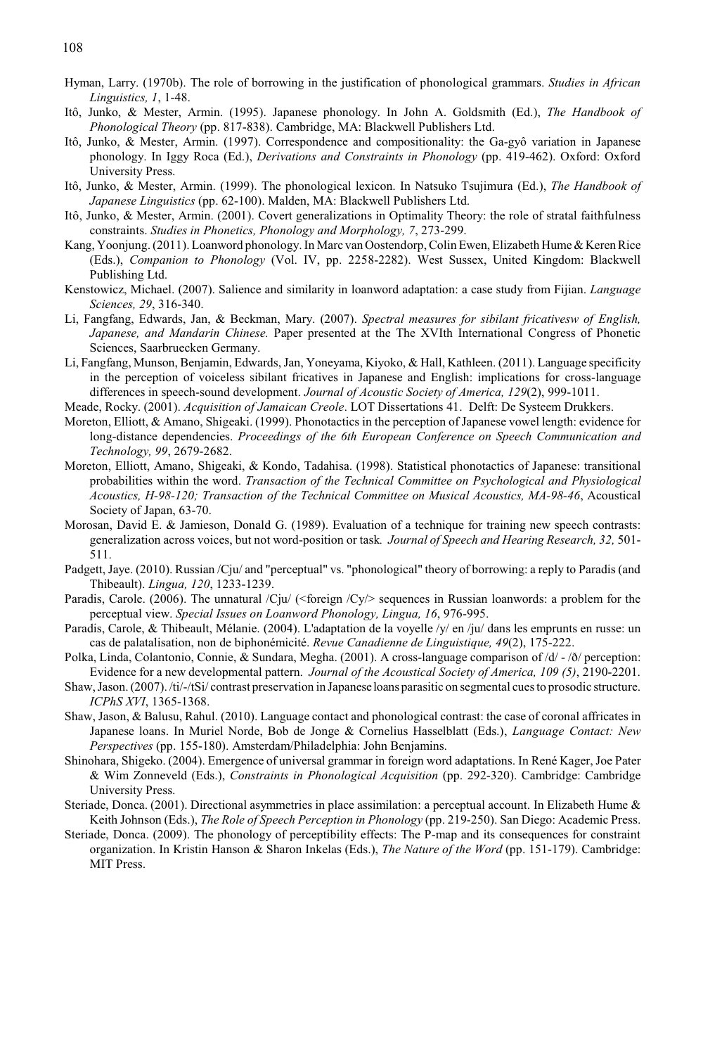Hyman, Larry. (1970b). The role of borrowing in the justification of phonological grammars. *Studies in African Linguistics, 1*, 1-48.

Itô, Junko, & Mester, Armin. (1995). Japanese phonology. In John A. Goldsmith (Ed.), *The Handbook of Phonological Theory* (pp. 817-838). Cambridge, MA: Blackwell Publishers Ltd.

Itô, Junko, & Mester, Armin. (1997). Correspondence and compositionality: the Ga-gyô variation in Japanese phonology. In Iggy Roca (Ed.), *Derivations and Constraints in Phonology* (pp. 419-462). Oxford: Oxford University Press.

Itô, Junko, & Mester, Armin. (1999). The phonological lexicon. In Natsuko Tsujimura (Ed.), *The Handbook of Japanese Linguistics* (pp. 62-100). Malden, MA: Blackwell Publishers Ltd.

Itô, Junko, & Mester, Armin. (2001). Covert generalizations in Optimality Theory: the role of stratal faithfulness constraints. *Studies in Phonetics, Phonology and Morphology, 7*, 273-299.

Kang, Yoonjung. (2011). Loanword phonology. In Marc van Oostendorp, Colin Ewen, Elizabeth Hume & Keren Rice (Eds.), *Companion to Phonology* (Vol. IV, pp. 2258-2282). West Sussex, United Kingdom: Blackwell Publishing Ltd.

Kenstowicz, Michael. (2007). Salience and similarity in loanword adaptation: a case study from Fijian. *Language Sciences, 29*, 316-340.

Li, Fangfang, Edwards, Jan, & Beckman, Mary. (2007). *Spectral measures for sibilant fricativesw of English, Japanese, and Mandarin Chinese.* Paper presented at the The XVIth International Congress of Phonetic Sciences, Saarbruecken Germany.

Li, Fangfang, Munson, Benjamin, Edwards, Jan, Yoneyama, Kiyoko, & Hall, Kathleen. (2011). Language specificity in the perception of voiceless sibilant fricatives in Japanese and English: implications for cross-language differences in speech-sound development. *Journal of Acoustic Society of America, 129*(2), 999-1011.

Meade, Rocky. (2001). *Acquisition of Jamaican Creole*. LOT Dissertations 41. Delft: De Systeem Drukkers.

Moreton, Elliott, & Amano, Shigeaki. (1999). Phonotactics in the perception of Japanese vowel length: evidence for long-distance dependencies. *Proceedings of the 6th European Conference on Speech Communication and Technology, 99*, 2679-2682.

Moreton, Elliott, Amano, Shigeaki, & Kondo, Tadahisa. (1998). Statistical phonotactics of Japanese: transitional probabilities within the word. *Transaction of the Technical Committee on Psychological and Physiological Acoustics, H-98-120; Transaction of the Technical Committee on Musical Acoustics, MA-98-46*, Acoustical Society of Japan, 63-70.

Morosan, David E. & Jamieson, Donald G. (1989). Evaluation of a technique for training new speech contrasts: generalization across voices, but not word-position or task*. Journal of Speech and Hearing Research, 32,* 501-511.

Padgett, Jaye. (2010). Russian /Cju/ and "perceptual" vs. "phonological" theory of borrowing: a reply to Paradis (and Thibeault). *Lingua, 120*, 1233-1239.

Paradis, Carole. (2006). The unnatural /Cju/ (<foreign /Cy/> sequences in Russian loanwords: a problem for the perceptual view. *Special Issues on Loanword Phonology, Lingua, 16*, 976-995.

Paradis, Carole, & Thibeault, Mélanie. (2004). L'adaptation de la voyelle /y/ en /ju/ dans les emprunts en russe: un cas de palatalisation, non de biphonémicité. *Revue Canadienne de Linguistique, 49*(2), 175-222.

Polka, Linda, Colantonio, Connie, & Sundara, Megha. (2001). A cross-language comparison of /d/ - /ð/ perception: Evidence for a new developmental pattern*. Journal of the Acoustical Society of America, 109 (5)*, 2190-2201.

Shaw, Jason. (2007). /ti/-/tSi/ contrast preservation in Japanese loans parasitic on segmental cues to prosodic structure. *ICPhS XVI*, 1365-1368.

Shaw, Jason, & Balusu, Rahul. (2010). Language contact and phonological contrast: the case of coronal affricates in Japanese loans. In Muriel Norde, Bob de Jonge & Cornelius Hasselblatt (Eds.), *Language Contact: New Perspectives* (pp. 155-180). Amsterdam/Philadelphia: John Benjamins.

Shinohara, Shigeko. (2004). Emergence of universal grammar in foreign word adaptations. In René Kager, Joe Pater & Wim Zonneveld (Eds.), *Constraints in Phonological Acquisition* (pp. 292-320). Cambridge: Cambridge University Press.

Steriade, Donca. (2001). Directional asymmetries in place assimilation: a perceptual account. In Elizabeth Hume & Keith Johnson (Eds.), *The Role of Speech Perception in Phonology* (pp. 219-250). San Diego: Academic Press.

Steriade, Donca. (2009). The phonology of perceptibility effects: The P-map and its consequences for constraint organization. In Kristin Hanson & Sharon Inkelas (Eds.), *The Nature of the Word* (pp. 151-179). Cambridge: MIT Press.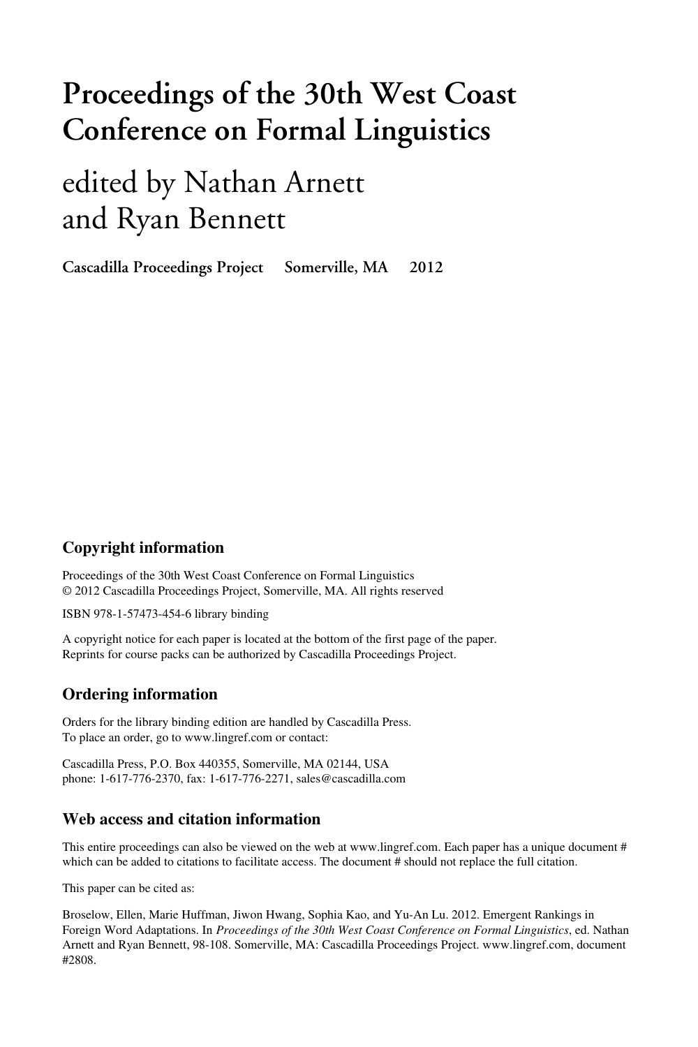# Proceedings of the 30th West Coast Conference on Formal Linguistics

## edited by Nathan Arnett and Ryan Bennett

**Cascadilla Proceedings Project Somerville, MA 2012**

### Copyright information

Proceedings of the 30th West Coast Conference on Formal Linguistics
© 2012 Cascadilla Proceedings Project, Somerville, MA. All rights reserved

ISBN 978-1-57473-454-6 library binding

A copyright notice for each paper is located at the bottom of the first page of the paper.
Reprints for course packs can be authorized by Cascadilla Proceedings Project.

### Ordering information

Orders for the library binding edition are handled by Cascadilla Press.
To place an order, go to www.lingref.com or contact:

Cascadilla Press, P.O. Box 440355, Somerville, MA 02144, USA
phone: 1-617-776-2370, fax: 1-617-776-2271, sales@cascadilla.com

### Web access and citation information

This entire proceedings can also be viewed on the web at www.lingref.com. Each paper has a unique document # which can be added to citations to facilitate access. The document # should not replace the full citation.

This paper can be cited as:

Broselow, Ellen, Marie Huffman, Jiwon Hwang, Sophia Kao, and Yu-An Lu. 2012. Emergent Rankings in Foreign Word Adaptations. In *Proceedings of the 30th West Coast Conference on Formal Linguistics*, ed. Nathan Arnett and Ryan Bennett, 98-108. Somerville, MA: Cascadilla Proceedings Project. www.lingref.com, document #2808.